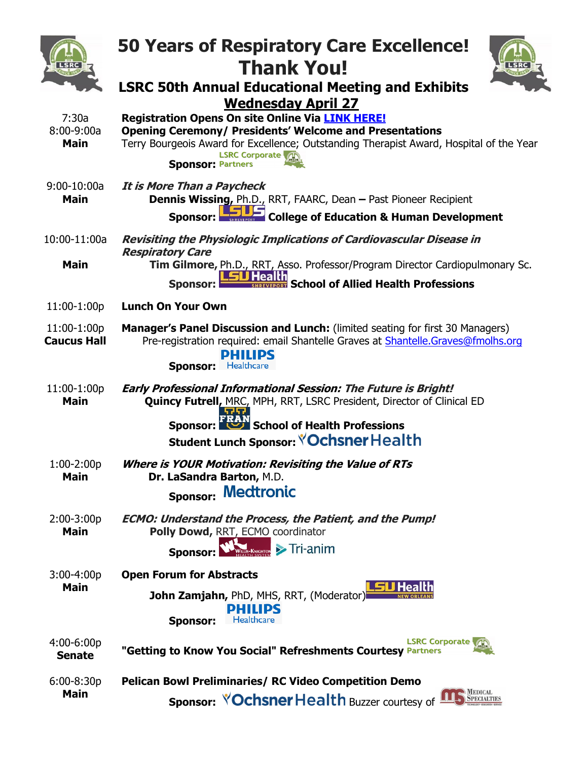# 50 Years of Respiratory Care Excellence!
# Thank You!

## LSRC 50th Annual Educational Meeting and Exhibits

## Wednesday April 27

**7:30a** — **Registration Opens On site Online Via [LINK HERE!]**

**8:00-9:00a Main** — **Opening Ceremony/ Presidents' Welcome and Presentations**
Terry Bourgeois Award for Excellence; Outstanding Therapist Award, Hospital of the Year
**Sponsor:** LSRC Corporate Partners

**9:00-10:00a Main** — ***It is More Than a Paycheck***
**Dennis Wissing,** Ph.D., RRT, FAARC, Dean **–** Past Pioneer Recipient
**Sponsor:** LSUS Shreveport **College of Education & Human Development**

**10:00-11:00a Main** — ***Revisiting the Physiologic Implications of Cardiovascular Disease in Respiratory Care***
**Tim Gilmore,** Ph.D., RRT, Asso. Professor/Program Director Cardiopulmonary Sc.
**Sponsor:** LSU Health Shreveport **School of Allied Health Professions**

**11:00-1:00p** — **Lunch On Your Own**

**11:00-1:00p Caucus Hall** — **Manager's Panel Discussion and Lunch:** (limited seating for first 30 Managers)
Pre-registration required: email Shantelle Graves at Shantelle.Graves@fmolhs.org
**Sponsor:** Philips Healthcare

**11:00-1:00p Main** — ***Early Professional Informational Session: The Future is Bright!***
**Quincy Futrell,** MRC, MPH, RRT, LSRC President, Director of Clinical ED
**Sponsor:** FRAN **School of Health Professions**
**Student Lunch Sponsor:** Ochsner Health

**1:00-2:00p Main** — ***Where is YOUR Motivation: Revisiting the Value of RTs***
**Dr. LaSandra Barton,** M.D.
**Sponsor:** Medtronic

**2:00-3:00p Main** — ***ECMO: Understand the Process, the Patient, and the Pump!***
**Polly Dowd,** RRT, ECMO coordinator
**Sponsor:** Willis-Knighton Health System, Tri-anim

**3:00-4:00p Main** — **Open Forum for Abstracts**
**John Zamjahn,** PhD, MHS, RRT, (Moderator) LSU Health New Orleans
**Sponsor:** Philips Healthcare

**4:00-6:00p Senate** — **"Getting to Know You Social" Refreshments Courtesy** LSRC Corporate Partners

**6:00-8:30p Main** — **Pelican Bowl Preliminaries/ RC Video Competition Demo**
**Sponsor:** Ochsner Health Buzzer courtesy of Medical Specialties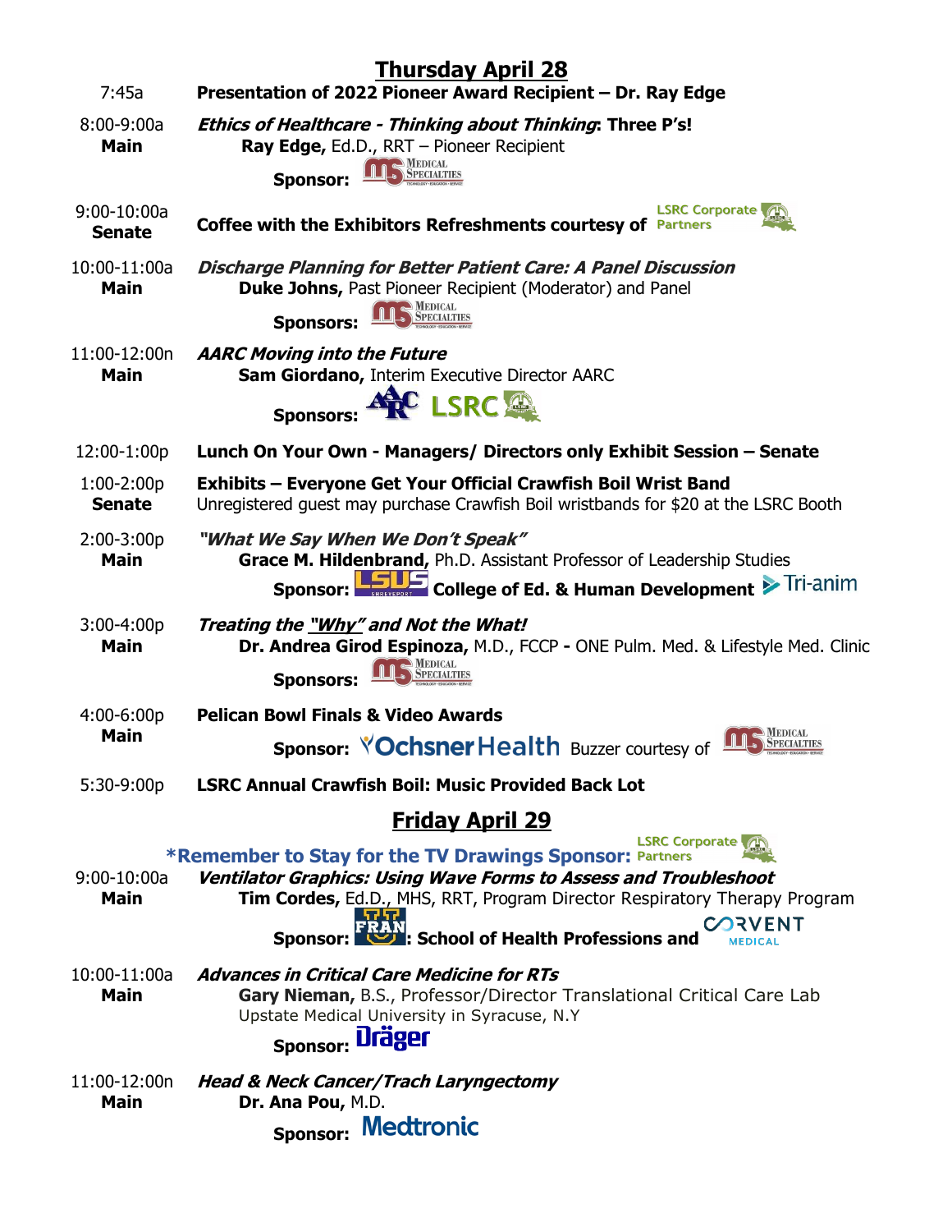## Thursday April 28

| | |
|---|---|
| 7:45a | **Presentation of 2022 Pioneer Award Recipient – Dr. Ray Edge** |
| 8:00-9:00a **Main** | ***Ethics of Healthcare - Thinking about Thinking*: Three P's!**<br>**Ray Edge,** Ed.D., RRT – Pioneer Recipient<br>**Sponsor:** Medical Specialties |
| 9:00-10:00a **Senate** | **Coffee with the Exhibitors Refreshments courtesy of** LSRC Corporate Partners |
| 10:00-11:00a **Main** | ***Discharge Planning for Better Patient Care: A Panel Discussion***<br>**Duke Johns,** Past Pioneer Recipient (Moderator) and Panel<br>**Sponsors:** Medical Specialties |
| 11:00-12:00n **Main** | ***AARC Moving into the Future***<br>**Sam Giordano,** Interim Executive Director AARC<br>**Sponsors:** AARC LSRC |
| 12:00-1:00p | **Lunch On Your Own - Managers/ Directors only Exhibit Session – Senate** |
| 1:00-2:00p **Senate** | **Exhibits – Everyone Get Your Official Crawfish Boil Wrist Band**<br>Unregistered guest may purchase Crawfish Boil wristbands for $20 at the LSRC Booth |
| 2:00-3:00p **Main** | ***"What We Say When We Don't Speak"***<br>**Grace M. Hildenbrand,** Ph.D. Assistant Professor of Leadership Studies<br>**Sponsor:** LSUS Shreveport **College of Ed. & Human Development** Tri-anim |
| 3:00-4:00p **Main** | ***Treating the "Why" and Not the What!***<br>**Dr. Andrea Girod Espinoza,** M.D., FCCP **-** ONE Pulm. Med. & Lifestyle Med. Clinic<br>**Sponsors:** Medical Specialties |
| 4:00-6:00p **Main** | **Pelican Bowl Finals & Video Awards**<br>**Sponsor:** Ochsner Health Buzzer courtesy of Medical Specialties |
| 5:30-9:00p | **LSRC Annual Crawfish Boil: Music Provided Back Lot** |

## Friday April 29

**\*Remember to Stay for the TV Drawings Sponsor:** LSRC Corporate Partners

| | |
|---|---|
| 9:00-10:00a **Main** | ***Ventilator Graphics: Using Wave Forms to Assess and Troubleshoot***<br>**Tim Cordes,** Ed.D., MHS, RRT, Program Director Respiratory Therapy Program<br>**Sponsor:** FRAN**: School of Health Professions and** CORVENT MEDICAL |
| 10:00-11:00a **Main** | ***Advances in Critical Care Medicine for RTs***<br>**Gary Nieman,** B.S., Professor/Director Translational Critical Care Lab<br>Upstate Medical University in Syracuse, N.Y<br>**Sponsor:** Dräger |
| 11:00-12:00n **Main** | ***Head & Neck Cancer/Trach Laryngectomy***<br>**Dr. Ana Pou,** M.D.<br>**Sponsor:** Medtronic |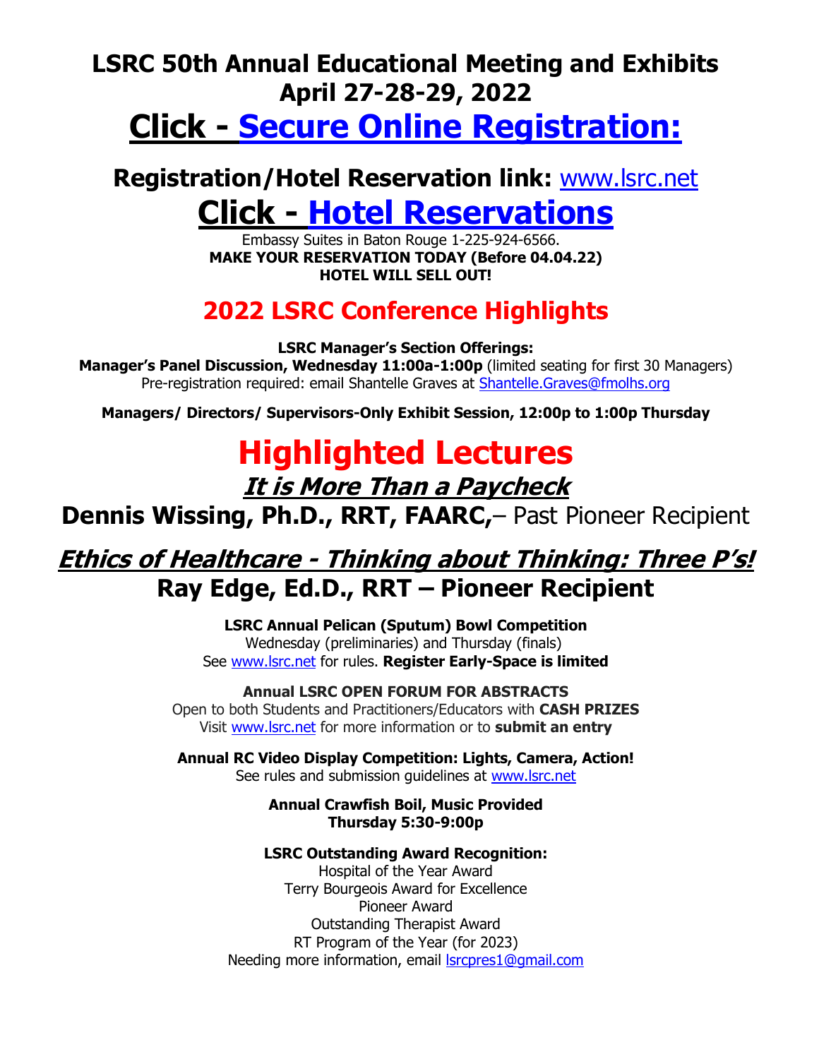# LSRC 50th Annual Educational Meeting and Exhibits April 27-28-29, 2022

# Click - Secure Online Registration:

## Registration/Hotel Reservation link: www.lsrc.net

# Click - Hotel Reservations

Embassy Suites in Baton Rouge 1-225-924-6566.
**MAKE YOUR RESERVATION TODAY (Before 04.04.22)**
**HOTEL WILL SELL OUT!**

## 2022 LSRC Conference Highlights

**LSRC Manager's Section Offerings:**
**Manager's Panel Discussion, Wednesday 11:00a-1:00p** (limited seating for first 30 Managers)
Pre-registration required: email Shantelle Graves at Shantelle.Graves@fmolhs.org

**Managers/ Directors/ Supervisors-Only Exhibit Session, 12:00p to 1:00p Thursday**

# Highlighted Lectures

## *It is More Than a Paycheck*

## Dennis Wissing, Ph.D., RRT, FAARC,– Past Pioneer Recipient

## *Ethics of Healthcare - Thinking about Thinking: Three P's!*

## Ray Edge, Ed.D., RRT – Pioneer Recipient

**LSRC Annual Pelican (Sputum) Bowl Competition**
Wednesday (preliminaries) and Thursday (finals)
See www.lsrc.net for rules. **Register Early-Space is limited**

**Annual LSRC OPEN FORUM FOR ABSTRACTS**
Open to both Students and Practitioners/Educators with **CASH PRIZES**
Visit www.lsrc.net for more information or to **submit an entry**

**Annual RC Video Display Competition: Lights, Camera, Action!**
See rules and submission guidelines at www.lsrc.net

**Annual Crawfish Boil, Music Provided**
**Thursday 5:30-9:00p**

**LSRC Outstanding Award Recognition:**
Hospital of the Year Award
Terry Bourgeois Award for Excellence
Pioneer Award
Outstanding Therapist Award
RT Program of the Year (for 2023)
Needing more information, email lsrcpres1@gmail.com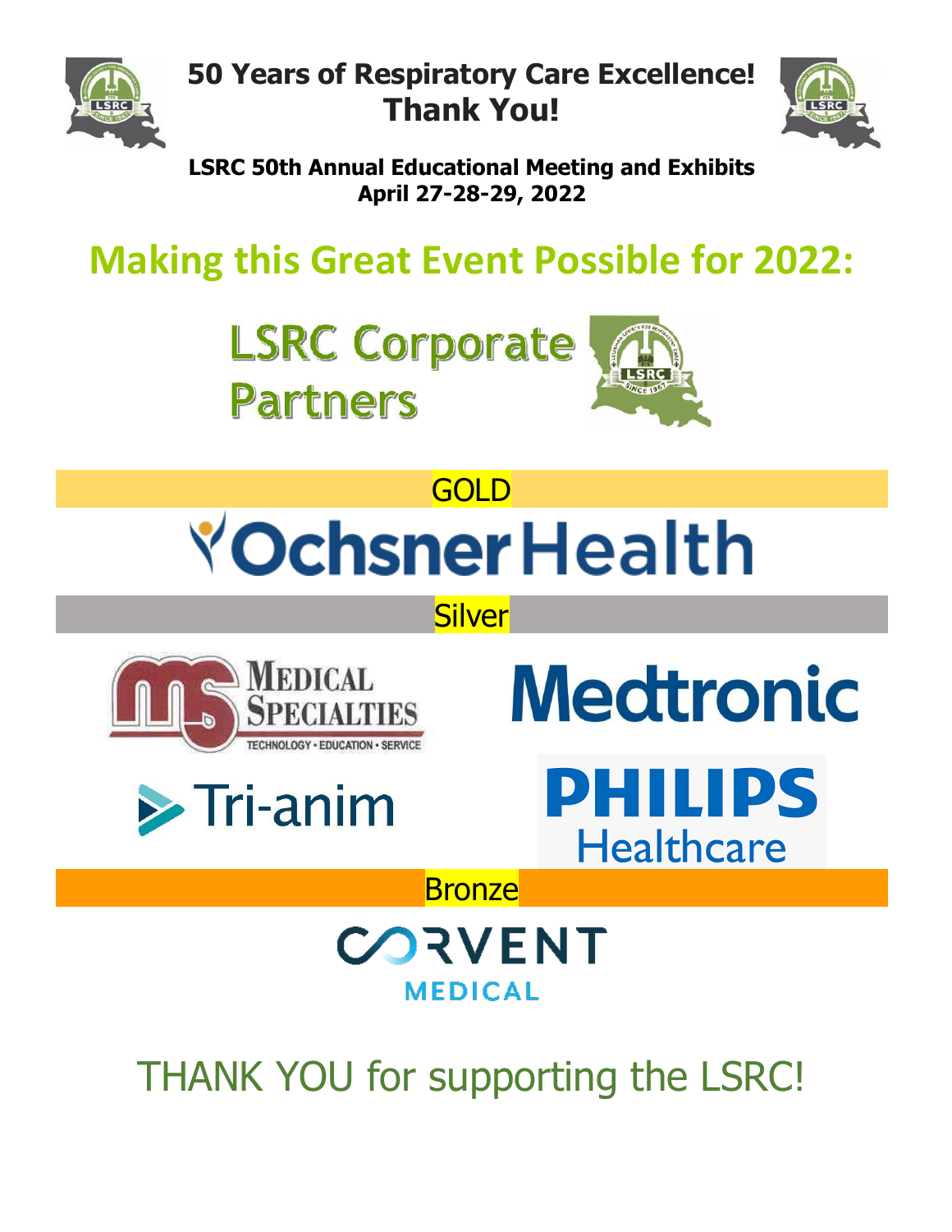# 50 Years of Respiratory Care Excellence!
# Thank You!

**LSRC 50th Annual Educational Meeting and Exhibits**
**April 27-28-29, 2022**

## Making this Great Event Possible for 2022:

## LSRC Corporate Partners

### GOLD

Ochsner Health

### Silver

Medical Specialties
TECHNOLOGY • EDUCATION • SERVICE

Medtronic

Tri-anim

PHILIPS
Healthcare

### Bronze

CORVENT
MEDICAL

THANK YOU for supporting the LSRC!